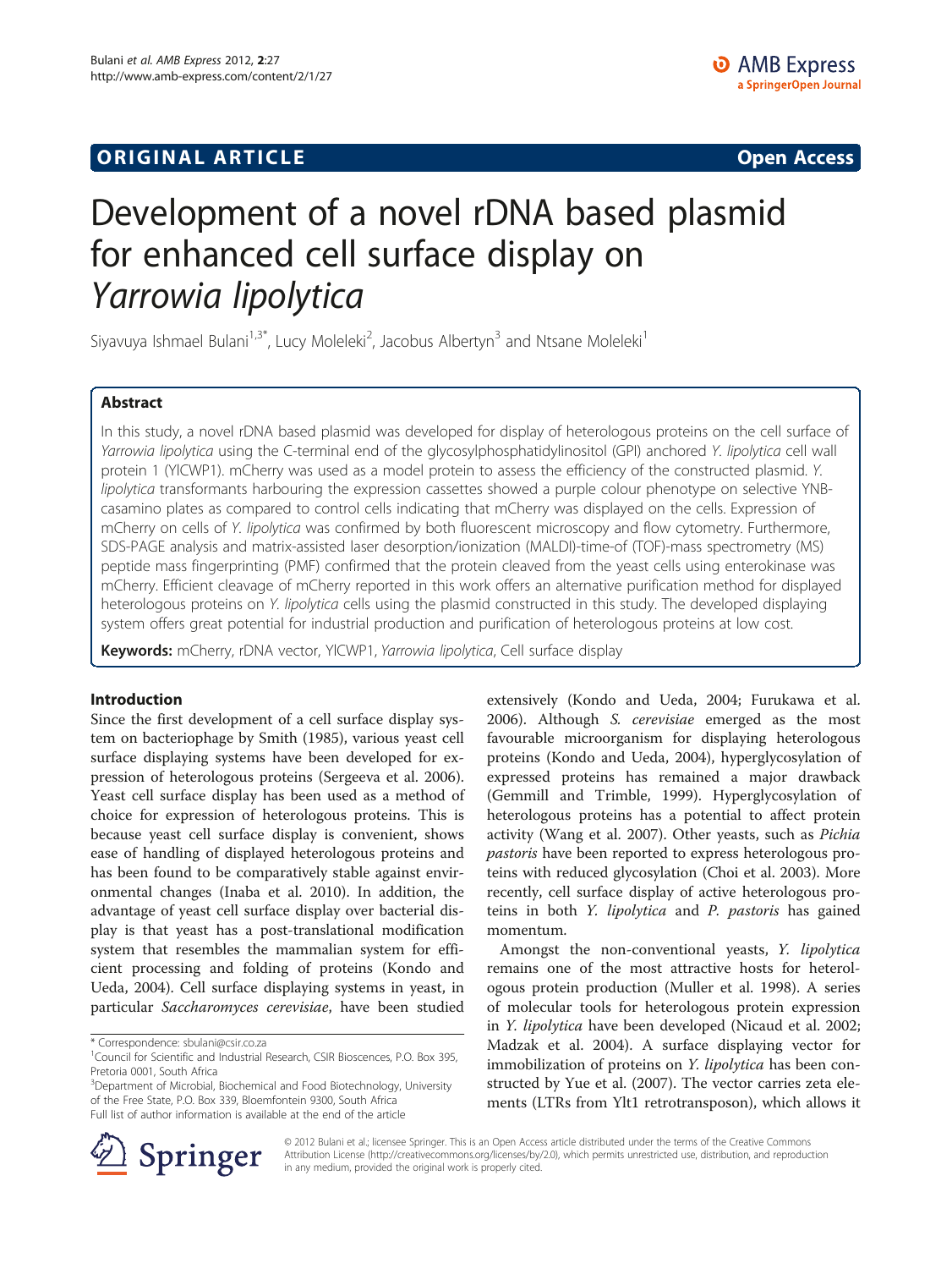ORIGINAL ARTICLE | Open Access

# Development of a novel rDNA based plasmid for enhanced cell surface display on *Yarrowia lipolytica*

Siyavuya Ishmael Bulani[1,3*], Lucy Moleleki[2], Jacobus Albertyn[3] and Ntsane Moleleki[1]

## Abstract

In this study, a novel rDNA based plasmid was developed for display of heterologous proteins on the cell surface of *Yarrowia lipolytica* using the C-terminal end of the glycosylphosphatidylinositol (GPI) anchored *Y. lipolytica* cell wall protein 1 (YlCWP1). mCherry was used as a model protein to assess the efficiency of the constructed plasmid. *Y. lipolytica* transformants harbouring the expression cassettes showed a purple colour phenotype on selective YNB-casamino plates as compared to control cells indicating that mCherry was displayed on the cells. Expression of mCherry on cells of *Y. lipolytica* was confirmed by both fluorescent microscopy and flow cytometry. Furthermore, SDS-PAGE analysis and matrix-assisted laser desorption/ionization (MALDI)-time-of (TOF)-mass spectrometry (MS) peptide mass fingerprinting (PMF) confirmed that the protein cleaved from the yeast cells using enterokinase was mCherry. Efficient cleavage of mCherry reported in this work offers an alternative purification method for displayed heterologous proteins on *Y. lipolytica* cells using the plasmid constructed in this study. The developed displaying system offers great potential for industrial production and purification of heterologous proteins at low cost.

**Keywords:** mCherry, rDNA vector, YlCWP1, *Yarrowia lipolytica*, Cell surface display

## Introduction

Since the first development of a cell surface display system on bacteriophage by Smith (1985), various yeast cell surface displaying systems have been developed for expression of heterologous proteins (Sergeeva et al. 2006). Yeast cell surface display has been used as a method of choice for expression of heterologous proteins. This is because yeast cell surface display is convenient, shows ease of handling of displayed heterologous proteins and has been found to be comparatively stable against environmental changes (Inaba et al. 2010). In addition, the advantage of yeast cell surface display over bacterial display is that yeast has a post-translational modification system that resembles the mammalian system for efficient processing and folding of proteins (Kondo and Ueda, 2004). Cell surface displaying systems in yeast, in particular *Saccharomyces cerevisiae*, have been studied extensively (Kondo and Ueda, 2004; Furukawa et al. 2006). Although *S. cerevisiae* emerged as the most favourable microorganism for displaying heterologous proteins (Kondo and Ueda, 2004), hyperglycosylation of expressed proteins has remained a major drawback (Gemmill and Trimble, 1999). Hyperglycosylation of heterologous proteins has a potential to affect protein activity (Wang et al. 2007). Other yeasts, such as *Pichia pastoris* have been reported to express heterologous proteins with reduced glycosylation (Choi et al. 2003). More recently, cell surface display of active heterologous proteins in both *Y. lipolytica* and *P. pastoris* has gained momentum.

Amongst the non-conventional yeasts, *Y. lipolytica* remains one of the most attractive hosts for heterologous protein production (Muller et al. 1998). A series of molecular tools for heterologous protein expression in *Y. lipolytica* have been developed (Nicaud et al. 2002; Madzak et al. 2004). A surface displaying vector for immobilization of proteins on *Y. lipolytica* has been constructed by Yue et al. (2007). The vector carries zeta elements (LTRs from Ylt1 retrotransposon), which allows it

\* Correspondence: sbulani@csir.co.za
[1]Council for Scientific and Industrial Research, CSIR Biosciences, P.O. Box 395, Pretoria 0001, South Africa
[3]Department of Microbial, Biochemical and Food Biotechnology, University of the Free State, P.O. Box 339, Bloemfontein 9300, South Africa
Full list of author information is available at the end of the article

© 2012 Bulani et al.; licensee Springer. This is an Open Access article distributed under the terms of the Creative Commons Attribution License (http://creativecommons.org/licenses/by/2.0), which permits unrestricted use, distribution, and reproduction in any medium, provided the original work is properly cited.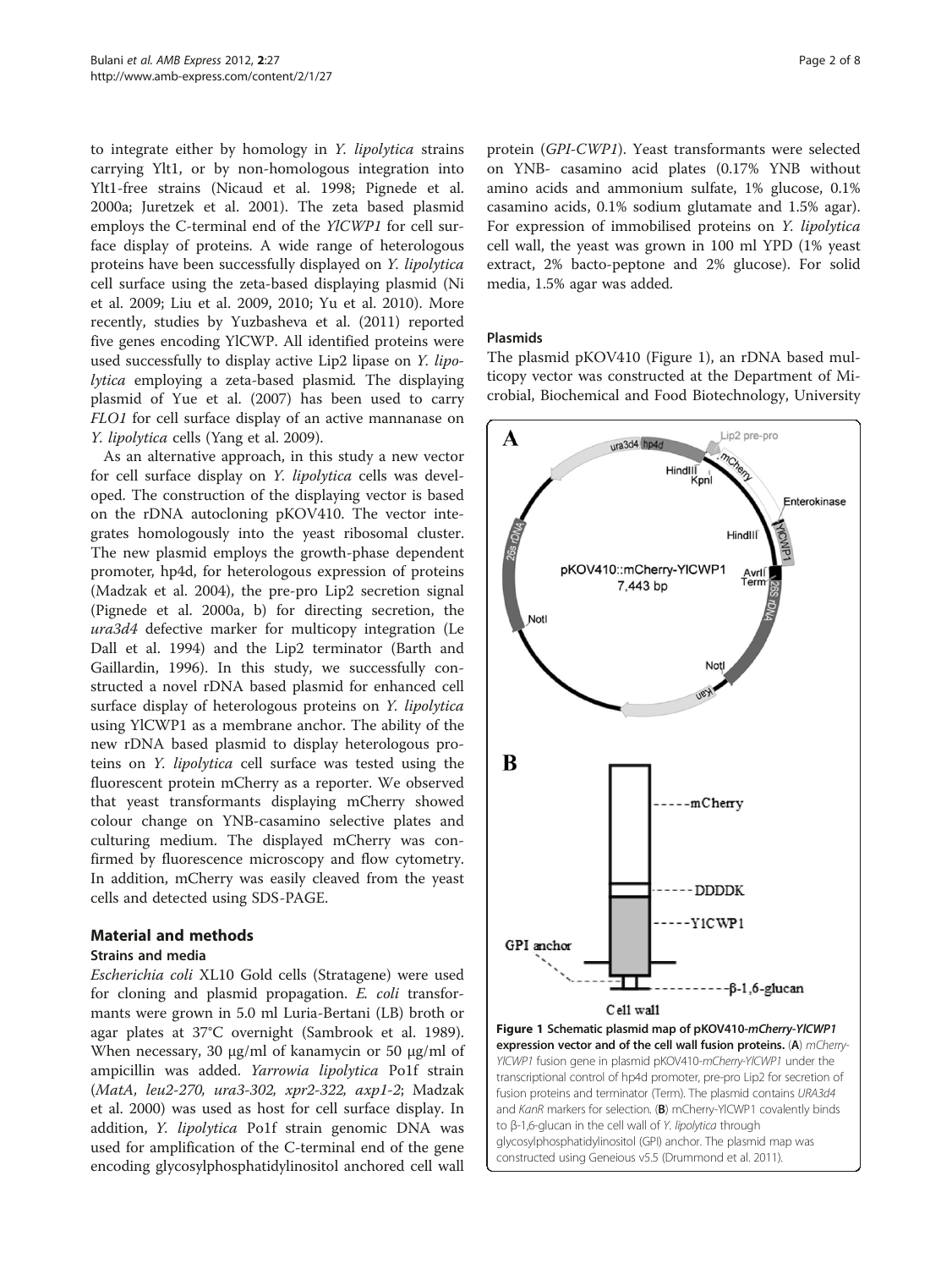to integrate either by homology in *Y. lipolytica* strains carrying Ylt1, or by non-homologous integration into Ylt1-free strains (Nicaud et al. 1998; Pignede et al. 2000a; Juretzek et al. 2001). The zeta based plasmid employs the C-terminal end of the *YlCWP1* for cell surface display of proteins. A wide range of heterologous proteins have been successfully displayed on *Y. lipolytica* cell surface using the zeta-based displaying plasmid (Ni et al. 2009; Liu et al. 2009, 2010; Yu et al. 2010). More recently, studies by Yuzbasheva et al. (2011) reported five genes encoding YlCWP. All identified proteins were used successfully to display active Lip2 lipase on *Y. lipolytica* employing a zeta-based plasmid. The displaying plasmid of Yue et al. (2007) has been used to carry *FLO1* for cell surface display of an active mannanase on *Y. lipolytica* cells (Yang et al. 2009).

As an alternative approach, in this study a new vector for cell surface display on *Y. lipolytica* cells was developed. The construction of the displaying vector is based on the rDNA autocloning pKOV410. The vector integrates homologously into the yeast ribosomal cluster. The new plasmid employs the growth-phase dependent promoter, hp4d, for heterologous expression of proteins (Madzak et al. 2004), the pre-pro Lip2 secretion signal (Pignede et al. 2000a, b) for directing secretion, the *ura3d4* defective marker for multicopy integration (Le Dall et al. 1994) and the Lip2 terminator (Barth and Gaillardin, 1996). In this study, we successfully constructed a novel rDNA based plasmid for enhanced cell surface display of heterologous proteins on *Y. lipolytica* using YlCWP1 as a membrane anchor. The ability of the new rDNA based plasmid to display heterologous proteins on *Y. lipolytica* cell surface was tested using the fluorescent protein mCherry as a reporter. We observed that yeast transformants displaying mCherry showed colour change on YNB-casamino selective plates and culturing medium. The displayed mCherry was confirmed by fluorescence microscopy and flow cytometry. In addition, mCherry was easily cleaved from the yeast cells and detected using SDS-PAGE.

## Material and methods

### Strains and media

*Escherichia coli* XL10 Gold cells (Stratagene) were used for cloning and plasmid propagation. *E. coli* transformants were grown in 5.0 ml Luria-Bertani (LB) broth or agar plates at 37°C overnight (Sambrook et al. 1989). When necessary, 30 μg/ml of kanamycin or 50 μg/ml of ampicillin was added. *Yarrowia lipolytica* Po1f strain (*MatA, leu2-270, ura3-302, xpr2-322, axp1-2*; Madzak et al. 2000) was used as host for cell surface display. In addition, *Y. lipolytica* Po1f strain genomic DNA was used for amplification of the C-terminal end of the gene encoding glycosylphosphatidylinositol anchored cell wall protein (*GPI-CWP1*). Yeast transformants were selected on YNB- casamino acid plates (0.17% YNB without amino acids and ammonium sulfate, 1% glucose, 0.1% casamino acids, 0.1% sodium glutamate and 1.5% agar). For expression of immobilised proteins on *Y. lipolytica* cell wall, the yeast was grown in 100 ml YPD (1% yeast extract, 2% bacto-peptone and 2% glucose). For solid media, 1.5% agar was added.

### Plasmids

The plasmid pKOV410 (Figure 1), an rDNA based multicopy vector was constructed at the Department of Microbial, Biochemical and Food Biotechnology, University

**Figure 1 Schematic plasmid map of pKOV410-*mCherry-YlCWP1* expression vector and of the cell wall fusion proteins.** (**A**) *mCherry-YlCWP1* fusion gene in plasmid pKOV410-*mCherry-YlCWP1* under the transcriptional control of hp4d promoter, pre-pro Lip2 for secretion of fusion proteins and terminator (Term). The plasmid contains *URA3d4* and *KanR* markers for selection. (**B**) mCherry-YlCWP1 covalently binds to β-1,6-glucan in the cell wall of *Y. lipolytica* through glycosylphosphatidylinositol (GPI) anchor. The plasmid map was constructed using Geneious v5.5 (Drummond et al. 2011).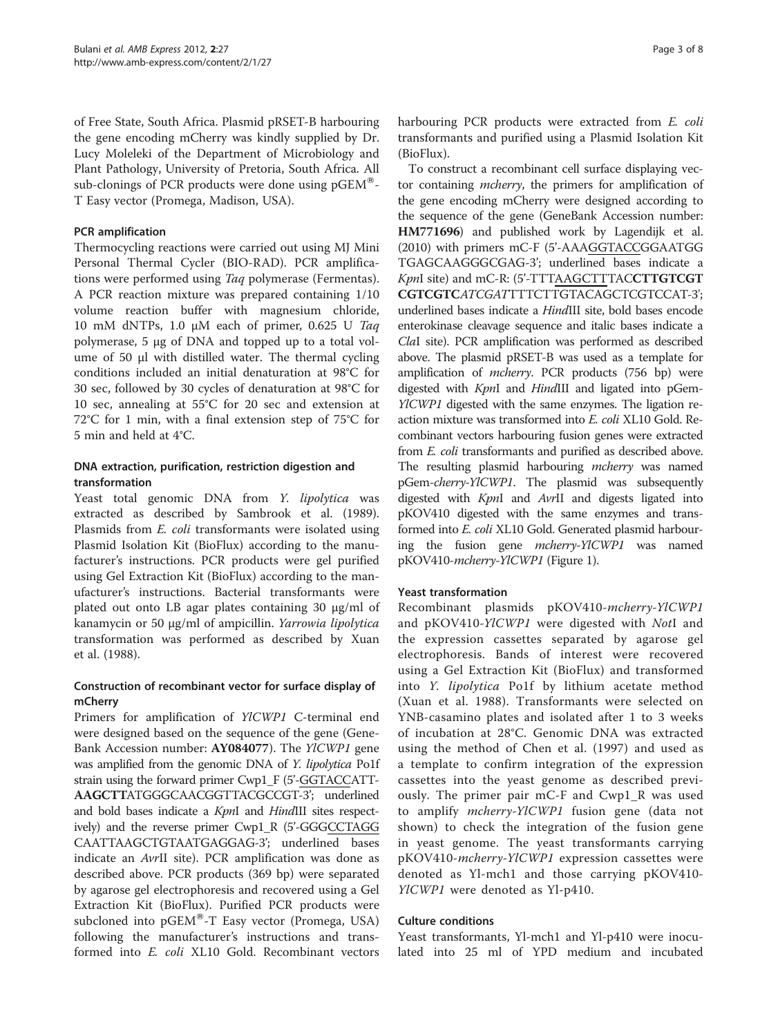of Free State, South Africa. Plasmid pRSET-B harbouring the gene encoding mCherry was kindly supplied by Dr. Lucy Moleleki of the Department of Microbiology and Plant Pathology, University of Pretoria, South Africa. All sub-clonings of PCR products were done using pGEM®-T Easy vector (Promega, Madison, USA).

### PCR amplification

Thermocycling reactions were carried out using MJ Mini Personal Thermal Cycler (BIO-RAD). PCR amplifications were performed using *Taq* polymerase (Fermentas). A PCR reaction mixture was prepared containing 1/10 volume reaction buffer with magnesium chloride, 10 mM dNTPs, 1.0 μM each of primer, 0.625 U *Taq* polymerase, 5 μg of DNA and topped up to a total volume of 50 μl with distilled water. The thermal cycling conditions included an initial denaturation at 98°C for 30 sec, followed by 30 cycles of denaturation at 98°C for 10 sec, annealing at 55°C for 20 sec and extension at 72°C for 1 min, with a final extension step of 75°C for 5 min and held at 4°C.

### DNA extraction, purification, restriction digestion and transformation

Yeast total genomic DNA from *Y. lipolytica* was extracted as described by Sambrook et al. (1989). Plasmids from *E. coli* transformants were isolated using Plasmid Isolation Kit (BioFlux) according to the manufacturer's instructions. PCR products were gel purified using Gel Extraction Kit (BioFlux) according to the manufacturer's instructions. Bacterial transformants were plated out onto LB agar plates containing 30 μg/ml of kanamycin or 50 μg/ml of ampicillin. *Yarrowia lipolytica* transformation was performed as described by Xuan et al. (1988).

### Construction of recombinant vector for surface display of mCherry

Primers for amplification of *YlCWP1* C-terminal end were designed based on the sequence of the gene (GeneBank Accession number: **AY084077**). The *YlCWP1* gene was amplified from the genomic DNA of *Y. lipolytica* Po1f strain using the forward primer Cwp1_F (5'-GGTACCATT**AAGCTT**ATGGGCAACGGTTACGCCGT-3'; underlined and bold bases indicate a *Kpn*I and *Hin*dIII sites respectively) and the reverse primer Cwp1_R (5'-GGGCCTAGGCAATTAAGCTGTAATGAGGAG-3'; underlined bases indicate an *Avr*II site). PCR amplification was done as described above. PCR products (369 bp) were separated by agarose gel electrophoresis and recovered using a Gel Extraction Kit (BioFlux). Purified PCR products were subcloned into pGEM®-T Easy vector (Promega, USA) following the manufacturer's instructions and transformed into *E. coli* XL10 Gold. Recombinant vectors harbouring PCR products were extracted from *E. coli* transformants and purified using a Plasmid Isolation Kit (BioFlux).

To construct a recombinant cell surface displaying vector containing *mcherry*, the primers for amplification of the gene encoding mCherry were designed according to the sequence of the gene (GeneBank Accession number: **HM771696**) and published work by Lagendijk et al. (2010) with primers mC-F (5'-AAAGGTACCGGAATGGTGAGCAAGGGCGAG-3'; underlined bases indicate a *Kpn*I site) and mC-R: (5'-TTTAAGCTTTAC**CTTGTCGTCGTCGTC***ATCGAT*TTTCTTGTACAGCTCGTCCAT-3'; underlined bases indicate a *Hin*dIII site, bold bases encode enterokinase cleavage sequence and italic bases indicate a *Cla*I site). PCR amplification was performed as described above. The plasmid pRSET-B was used as a template for amplification of *mcherry*. PCR products (756 bp) were digested with *Kpn*I and *Hin*dIII and ligated into pGem-*YlCWP1* digested with the same enzymes. The ligation reaction mixture was transformed into *E. coli* XL10 Gold. Recombinant vectors harbouring fusion genes were extracted from *E. coli* transformants and purified as described above. The resulting plasmid harbouring *mcherry* was named pGem-*cherry-YlCWP1*. The plasmid was subsequently digested with *Kpn*I and *Avr*II and digests ligated into pKOV410 digested with the same enzymes and transformed into *E. coli* XL10 Gold. Generated plasmid harbouring the fusion gene *mcherry-YlCWP1* was named pKOV410-*mcherry-YlCWP1* (Figure 1).

### Yeast transformation

Recombinant plasmids pKOV410-*mcherry-YlCWP1* and pKOV410-*YlCWP1* were digested with *Not*I and the expression cassettes separated by agarose gel electrophoresis. Bands of interest were recovered using a Gel Extraction Kit (BioFlux) and transformed into *Y. lipolytica* Po1f by lithium acetate method (Xuan et al. 1988). Transformants were selected on YNB-casamino plates and isolated after 1 to 3 weeks of incubation at 28°C. Genomic DNA was extracted using the method of Chen et al. (1997) and used as a template to confirm integration of the expression cassettes into the yeast genome as described previously. The primer pair mC-F and Cwp1_R was used to amplify *mcherry-YlCWP1* fusion gene (data not shown) to check the integration of the fusion gene in yeast genome. The yeast transformants carrying pKOV410-*mcherry-YlCWP1* expression cassettes were denoted as Yl-mch1 and those carrying pKOV410-*YlCWP1* were denoted as Yl-p410.

### Culture conditions

Yeast transformants, Yl-mch1 and Yl-p410 were inoculated into 25 ml of YPD medium and incubated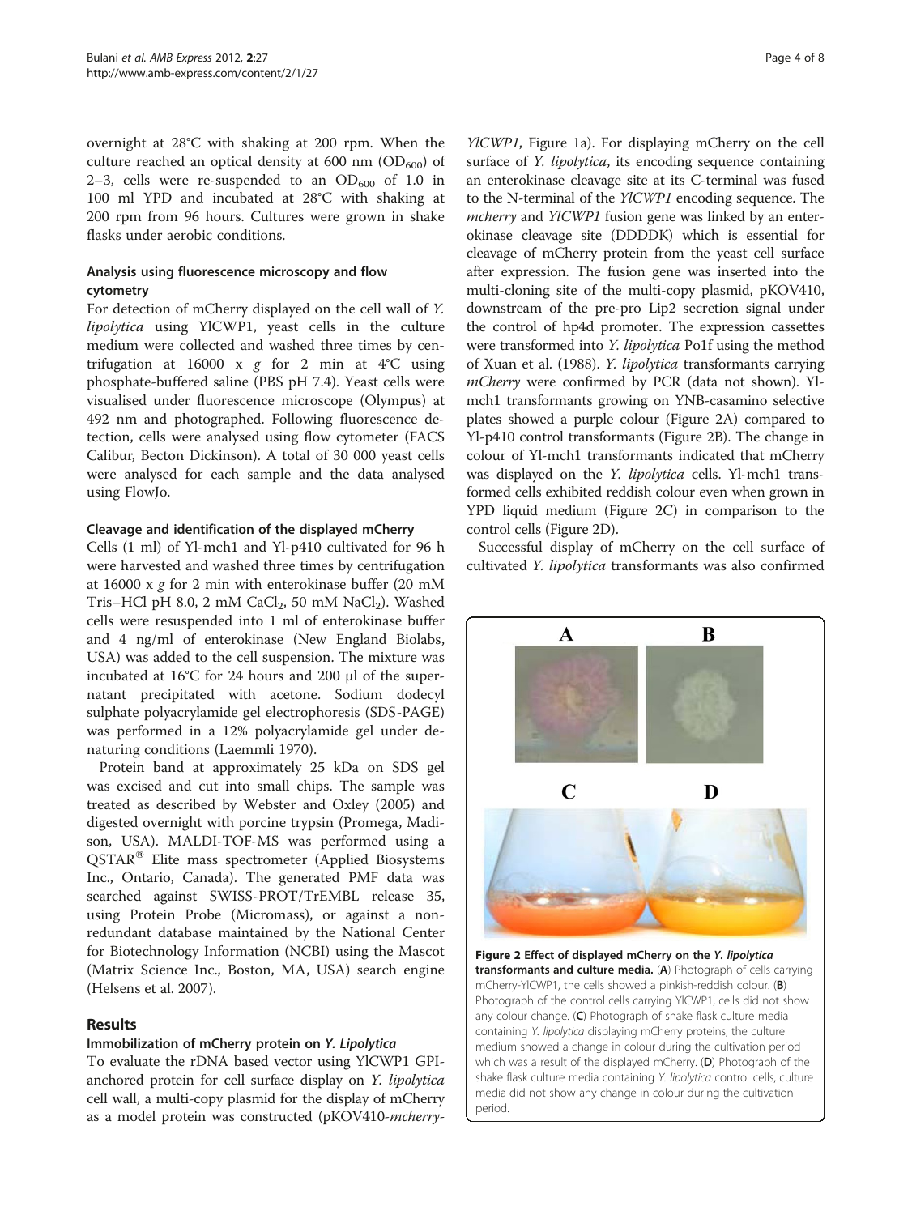overnight at 28°C with shaking at 200 rpm. When the culture reached an optical density at 600 nm ($OD_{600}$) of 2–3, cells were re-suspended to an $OD_{600}$ of 1.0 in 100 ml YPD and incubated at 28°C with shaking at 200 rpm from 96 hours. Cultures were grown in shake flasks under aerobic conditions.

### Analysis using fluorescence microscopy and flow cytometry

For detection of mCherry displayed on the cell wall of *Y. lipolytica* using YlCWP1, yeast cells in the culture medium were collected and washed three times by centrifugation at 16000 x *g* for 2 min at 4°C using phosphate-buffered saline (PBS pH 7.4). Yeast cells were visualised under fluorescence microscope (Olympus) at 492 nm and photographed. Following fluorescence detection, cells were analysed using flow cytometer (FACS Calibur, Becton Dickinson). A total of 30 000 yeast cells were analysed for each sample and the data analysed using FlowJo.

### Cleavage and identification of the displayed mCherry

Cells (1 ml) of Yl-mch1 and Yl-p410 cultivated for 96 h were harvested and washed three times by centrifugation at 16000 x *g* for 2 min with enterokinase buffer (20 mM Tris–HCl pH 8.0, 2 mM $CaCl_2$, 50 mM $NaCl_2$). Washed cells were resuspended into 1 ml of enterokinase buffer and 4 ng/ml of enterokinase (New England Biolabs, USA) was added to the cell suspension. The mixture was incubated at 16°C for 24 hours and 200 μl of the supernatant precipitated with acetone. Sodium dodecyl sulphate polyacrylamide gel electrophoresis (SDS-PAGE) was performed in a 12% polyacrylamide gel under denaturing conditions (Laemmli 1970).

Protein band at approximately 25 kDa on SDS gel was excised and cut into small chips. The sample was treated as described by Webster and Oxley (2005) and digested overnight with porcine trypsin (Promega, Madison, USA). MALDI-TOF-MS was performed using a QSTAR® Elite mass spectrometer (Applied Biosystems Inc., Ontario, Canada). The generated PMF data was searched against SWISS-PROT/TrEMBL release 35, using Protein Probe (Micromass), or against a nonredundant database maintained by the National Center for Biotechnology Information (NCBI) using the Mascot (Matrix Science Inc., Boston, MA, USA) search engine (Helsens et al. 2007).

## Results

### Immobilization of mCherry protein on *Y. Lipolytica*

To evaluate the rDNA based vector using YlCWP1 GPI-anchored protein for cell surface display on *Y. lipolytica* cell wall, a multi-copy plasmid for the display of mCherry as a model protein was constructed (pKOV410-*mcherry-YlCWP1*, Figure 1a). For displaying mCherry on the cell surface of *Y. lipolytica*, its encoding sequence containing an enterokinase cleavage site at its C-terminal was fused to the N-terminal of the *YlCWP1* encoding sequence. The *mcherry* and *YlCWP1* fusion gene was linked by an enterokinase cleavage site (DDDDK) which is essential for cleavage of mCherry protein from the yeast cell surface after expression. The fusion gene was inserted into the multi-cloning site of the multi-copy plasmid, pKOV410, downstream of the pre-pro Lip2 secretion signal under the control of hp4d promoter. The expression cassettes were transformed into *Y. lipolytica* Po1f using the method of Xuan et al. (1988). *Y. lipolytica* transformants carrying *mCherry* were confirmed by PCR (data not shown). Yl-mch1 transformants growing on YNB-casamino selective plates showed a purple colour (Figure 2A) compared to Yl-p410 control transformants (Figure 2B). The change in colour of Yl-mch1 transformants indicated that mCherry was displayed on the *Y. lipolytica* cells. Yl-mch1 transformed cells exhibited reddish colour even when grown in YPD liquid medium (Figure 2C) in comparison to the control cells (Figure 2D).

Successful display of mCherry on the cell surface of cultivated *Y. lipolytica* transformants was also confirmed

**Figure 2 Effect of displayed mCherry on the *Y. lipolytica* transformants and culture media.** (**A**) Photograph of cells carrying mCherry-YlCWP1, the cells showed a pinkish-reddish colour. (**B**) Photograph of the control cells carrying YlCWP1, cells did not show any colour change. (**C**) Photograph of shake flask culture media containing *Y. lipolytica* displaying mCherry proteins, the culture medium showed a change in colour during the cultivation period which was a result of the displayed mCherry. (**D**) Photograph of the shake flask culture media containing *Y. lipolytica* control cells, culture media did not show any change in colour during the cultivation period.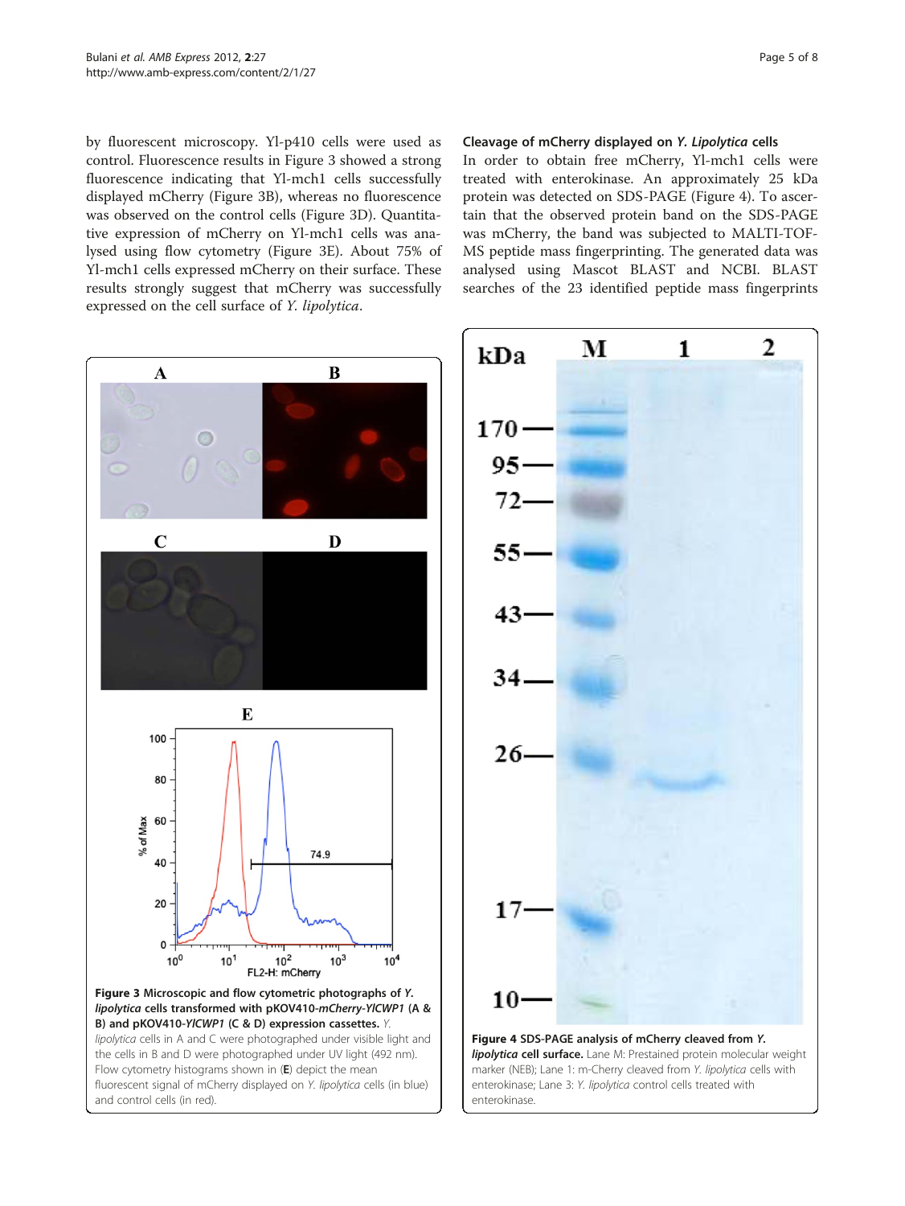by fluorescent microscopy. Yl-p410 cells were used as control. Fluorescence results in Figure 3 showed a strong fluorescence indicating that Yl-mch1 cells successfully displayed mCherry (Figure 3B), whereas no fluorescence was observed on the control cells (Figure 3D). Quantitative expression of mCherry on Yl-mch1 cells was analysed using flow cytometry (Figure 3E). About 75% of Yl-mch1 cells expressed mCherry on their surface. These results strongly suggest that mCherry was successfully expressed on the cell surface of *Y. lipolytica*.

**Figure 3 Microscopic and flow cytometric photographs of *Y. lipolytica* cells transformed with pKOV410-*mCherry-YlCWP1* (A & B) and pKOV410-*YlCWP1* (C & D) expression cassettes.** *Y. lipolytica* cells in A and C were photographed under visible light and the cells in B and D were photographed under UV light (492 nm). Flow cytometry histograms shown in (**E**) depict the mean fluorescent signal of mCherry displayed on *Y. lipolytica* cells (in blue) and control cells (in red).

### Cleavage of mCherry displayed on *Y. Lipolytica* cells

In order to obtain free mCherry, Yl-mch1 cells were treated with enterokinase. An approximately 25 kDa protein was detected on SDS-PAGE (Figure 4). To ascertain that the observed protein band on the SDS-PAGE was mCherry, the band was subjected to MALTI-TOF-MS peptide mass fingerprinting. The generated data was analysed using Mascot BLAST and NCBI. BLAST searches of the 23 identified peptide mass fingerprints

**Figure 4 SDS-PAGE analysis of mCherry cleaved from *Y. lipolytica* cell surface.** Lane M: Prestained protein molecular weight marker (NEB); Lane 1: m-Cherry cleaved from *Y. lipolytica* cells with enterokinase; Lane 3: *Y. lipolytica* control cells treated with enterokinase.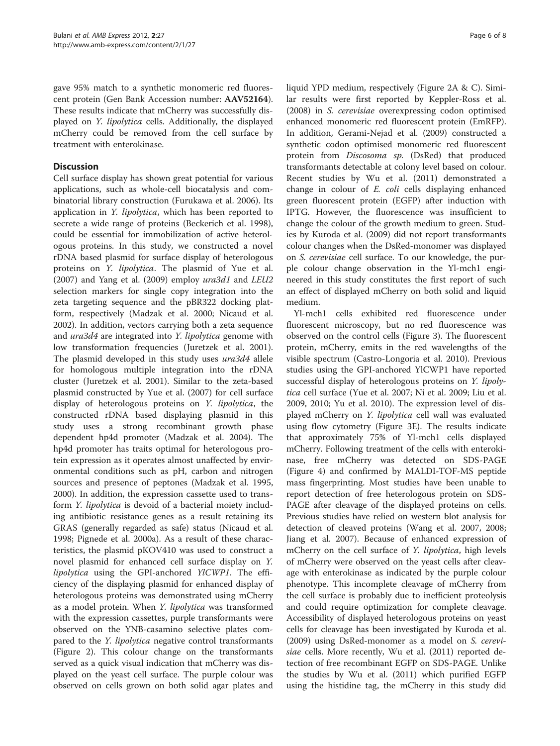gave 95% match to a synthetic monomeric red fluorescent protein (Gen Bank Accession number: **AAV52164**). These results indicate that mCherry was successfully displayed on *Y. lipolytica* cells. Additionally, the displayed mCherry could be removed from the cell surface by treatment with enterokinase.

## Discussion

Cell surface display has shown great potential for various applications, such as whole-cell biocatalysis and combinatorial library construction (Furukawa et al. 2006). Its application in *Y. lipolytica*, which has been reported to secrete a wide range of proteins (Beckerich et al. 1998), could be essential for immobilization of active heterologous proteins. In this study, we constructed a novel rDNA based plasmid for surface display of heterologous proteins on *Y. lipolytica*. The plasmid of Yue et al. (2007) and Yang et al. (2009) employ *ura3d1* and *LEU2* selection markers for single copy integration into the zeta targeting sequence and the pBR322 docking platform, respectively (Madzak et al. 2000; Nicaud et al. 2002). In addition, vectors carrying both a zeta sequence and *ura3d4* are integrated into *Y. lipolytica* genome with low transformation frequencies (Juretzek et al. 2001). The plasmid developed in this study uses *ura3d4* allele for homologous multiple integration into the rDNA cluster (Juretzek et al. 2001). Similar to the zeta-based plasmid constructed by Yue et al. (2007) for cell surface display of heterologous proteins on *Y. lipolytica*, the constructed rDNA based displaying plasmid in this study uses a strong recombinant growth phase dependent hp4d promoter (Madzak et al. 2004). The hp4d promoter has traits optimal for heterologous protein expression as it operates almost unaffected by environmental conditions such as pH, carbon and nitrogen sources and presence of peptones (Madzak et al. 1995, 2000). In addition, the expression cassette used to transform *Y. lipolytica* is devoid of a bacterial moiety including antibiotic resistance genes as a result retaining its GRAS (generally regarded as safe) status (Nicaud et al. 1998; Pignede et al. 2000a). As a result of these characteristics, the plasmid pKOV410 was used to construct a novel plasmid for enhanced cell surface display on *Y. lipolytica* using the GPI-anchored *YlCWP1*. The efficiency of the displaying plasmid for enhanced display of heterologous proteins was demonstrated using mCherry as a model protein. When *Y. lipolytica* was transformed with the expression cassettes, purple transformants were observed on the YNB-casamino selective plates compared to the *Y. lipolytica* negative control transformants (Figure 2). This colour change on the transformants served as a quick visual indication that mCherry was displayed on the yeast cell surface. The purple colour was observed on cells grown on both solid agar plates and liquid YPD medium, respectively (Figure 2A & C). Similar results were first reported by Keppler-Ross et al. (2008) in *S. cerevisiae* overexpressing codon optimised enhanced monomeric red fluorescent protein (EmRFP). In addition, Gerami-Nejad et al. (2009) constructed a synthetic codon optimised monomeric red fluorescent protein from *Discosoma sp.* (DsRed) that produced transformants detectable at colony level based on colour. Recent studies by Wu et al. (2011) demonstrated a change in colour of *E. coli* cells displaying enhanced green fluorescent protein (EGFP) after induction with IPTG. However, the fluorescence was insufficient to change the colour of the growth medium to green. Studies by Kuroda et al. (2009) did not report transformants colour changes when the DsRed-monomer was displayed on *S. cerevisiae* cell surface. To our knowledge, the purple colour change observation in the Yl-mch1 engineered in this study constitutes the first report of such an effect of displayed mCherry on both solid and liquid medium.

Yl-mch1 cells exhibited red fluorescence under fluorescent microscopy, but no red fluorescence was observed on the control cells (Figure 3). The fluorescent protein, mCherry, emits in the red wavelengths of the visible spectrum (Castro-Longoria et al. 2010). Previous studies using the GPI-anchored YlCWP1 have reported successful display of heterologous proteins on *Y. lipolytica* cell surface (Yue et al. 2007; Ni et al. 2009; Liu et al. 2009, 2010; Yu et al. 2010). The expression level of displayed mCherry on *Y. lipolytica* cell wall was evaluated using flow cytometry (Figure 3E). The results indicate that approximately 75% of Yl-mch1 cells displayed mCherry. Following treatment of the cells with enterokinase, free mCherry was detected on SDS-PAGE (Figure 4) and confirmed by MALDI-TOF-MS peptide mass fingerprinting. Most studies have been unable to report detection of free heterologous protein on SDS-PAGE after cleavage of the displayed proteins on cells. Previous studies have relied on western blot analysis for detection of cleaved proteins (Wang et al. 2007, 2008; Jiang et al. 2007). Because of enhanced expression of mCherry on the cell surface of *Y. lipolytica*, high levels of mCherry were observed on the yeast cells after cleavage with enterokinase as indicated by the purple colour phenotype. This incomplete cleavage of mCherry from the cell surface is probably due to inefficient proteolysis and could require optimization for complete cleavage. Accessibility of displayed heterologous proteins on yeast cells for cleavage has been investigated by Kuroda et al. (2009) using DsRed-monomer as a model on *S. cerevisiae* cells. More recently, Wu et al. (2011) reported detection of free recombinant EGFP on SDS-PAGE. Unlike the studies by Wu et al. (2011) which purified EGFP using the histidine tag, the mCherry in this study did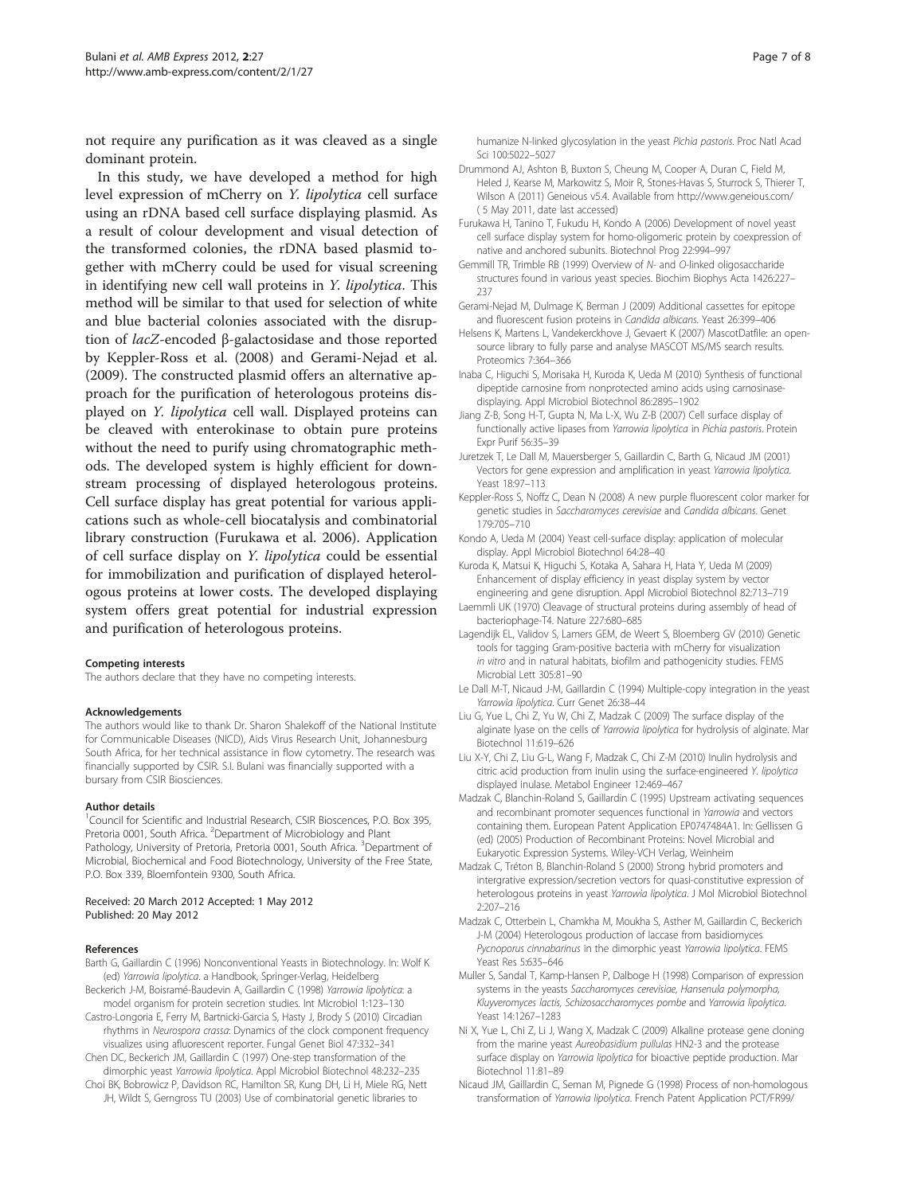not require any purification as it was cleaved as a single dominant protein.

In this study, we have developed a method for high level expression of mCherry on *Y. lipolytica* cell surface using an rDNA based cell surface displaying plasmid. As a result of colour development and visual detection of the transformed colonies, the rDNA based plasmid together with mCherry could be used for visual screening in identifying new cell wall proteins in *Y. lipolytica*. This method will be similar to that used for selection of white and blue bacterial colonies associated with the disruption of *lacZ*-encoded β-galactosidase and those reported by Keppler-Ross et al. (2008) and Gerami-Nejad et al. (2009). The constructed plasmid offers an alternative approach for the purification of heterologous proteins displayed on *Y. lipolytica* cell wall. Displayed proteins can be cleaved with enterokinase to obtain pure proteins without the need to purify using chromatographic methods. The developed system is highly efficient for downstream processing of displayed heterologous proteins. Cell surface display has great potential for various applications such as whole-cell biocatalysis and combinatorial library construction (Furukawa et al. 2006). Application of cell surface display on *Y. lipolytica* could be essential for immobilization and purification of displayed heterologous proteins at lower costs. The developed displaying system offers great potential for industrial expression and purification of heterologous proteins.

#### Competing interests

The authors declare that they have no competing interests.

#### Acknowledgements

The authors would like to thank Dr. Sharon Shalekoff of the National Institute for Communicable Diseases (NICD), Aids Virus Research Unit, Johannesburg South Africa, for her technical assistance in flow cytometry. The research was financially supported by CSIR. S.I. Bulani was financially supported with a bursary from CSIR Biosciences.

#### Author details

[1]Council for Scientific and Industrial Research, CSIR Biosciences, P.O. Box 395, Pretoria 0001, South Africa. [2]Department of Microbiology and Plant Pathology, University of Pretoria, Pretoria 0001, South Africa. [3]Department of Microbial, Biochemical and Food Biotechnology, University of the Free State, P.O. Box 339, Bloemfontein 9300, South Africa.

Received: 20 March 2012 Accepted: 1 May 2012
Published: 20 May 2012

#### References

Barth G, Gaillardin C (1996) Nonconventional Yeasts in Biotechnology. In: Wolf K (ed) *Yarrowia lipolytica*. a Handbook, Springer-Verlag, Heidelberg

Beckerich J-M, Boisramé-Baudevin A, Gaillardin C (1998) *Yarrowia lipolytica*: a model organism for protein secretion studies. Int Microbiol 1:123–130

Castro-Longoria E, Ferry M, Bartnicki-Garcia S, Hasty J, Brody S (2010) Circadian rhythms in *Neurospora crassa*: Dynamics of the clock component frequency visualizes using afluorescent reporter. Fungal Genet Biol 47:332–341

Chen DC, Beckerich JM, Gaillardin C (1997) One-step transformation of the dimorphic yeast *Yarrowia lipolytica*. Appl Microbiol Biotechnol 48:232–235

Choi BK, Bobrowicz P, Davidson RC, Hamilton SR, Kung DH, Li H, Miele RG, Nett JH, Wildt S, Gerngross TU (2003) Use of combinatorial genetic libraries to humanize N-linked glycosylation in the yeast *Pichia pastoris*. Proc Natl Acad Sci 100:5022–5027

Drummond AJ, Ashton B, Buxton S, Cheung M, Cooper A, Duran C, Field M, Heled J, Kearse M, Markowitz S, Moir R, Stones-Havas S, Sturrock S, Thierer T, Wilson A (2011) Geneious v5.4. Available from http://www.geneious.com/ ( 5 May 2011, date last accessed)

Furukawa H, Tanino T, Fukudu H, Kondo A (2006) Development of novel yeast cell surface display system for homo-oligomeric protein by coexpression of native and anchored subunits. Biotechnol Prog 22:994–997

Gemmill TR, Trimble RB (1999) Overview of *N*- and *O*-linked oligosaccharide structures found in various yeast species. Biochim Biophys Acta 1426:227–237

Gerami-Nejad M, Dulmage K, Berman J (2009) Additional cassettes for epitope and fluorescent fusion proteins in *Candida albicans*. Yeast 26:399–406

Helsens K, Martens L, Vandekerckhove J, Gevaert K (2007) MascotDatfile: an open-source library to fully parse and analyse MASCOT MS/MS search results. Proteomics 7:364–366

Inaba C, Higuchi S, Morisaka H, Kuroda K, Ueda M (2010) Synthesis of functional dipeptide carnosine from nonprotected amino acids using carnosinase-displaying. Appl Microbiol Biotechnol 86:2895–1902

Jiang Z-B, Song H-T, Gupta N, Ma L-X, Wu Z-B (2007) Cell surface display of functionally active lipases from *Yarrowia lipolytica* in *Pichia pastoris*. Protein Expr Purif 56:35–39

Juretzek T, Le Dall M, Mauersberger S, Gaillardin C, Barth G, Nicaud JM (2001) Vectors for gene expression and amplification in yeast *Yarrowia lipolytica*. Yeast 18:97–113

Keppler-Ross S, Noffz C, Dean N (2008) A new purple fluorescent color marker for genetic studies in *Saccharomyces cerevisiae* and *Candida albicans*. Genet 179:705–710

Kondo A, Ueda M (2004) Yeast cell-surface display: application of molecular display. Appl Microbiol Biotechnol 64:28–40

Kuroda K, Matsui K, Higuchi S, Kotaka A, Sahara H, Hata Y, Ueda M (2009) Enhancement of display efficiency in yeast display system by vector engineering and gene disruption. Appl Microbiol Biotechnol 82:713–719

Laemmli UK (1970) Cleavage of structural proteins during assembly of head of bacteriophage-T4. Nature 227:680–685

Lagendijk EL, Validov S, Lamers GEM, de Weert S, Bloemberg GV (2010) Genetic tools for tagging Gram-positive bacteria with mCherry for visualization *in vitro* and in natural habitats, biofilm and pathogenicity studies. FEMS Microbial Lett 305:81–90

Le Dall M-T, Nicaud J-M, Gaillardin C (1994) Multiple-copy integration in the yeast *Yarrowia lipolytica*. Curr Genet 26:38–44

Liu G, Yue L, Chi Z, Yu W, Chi Z, Madzak C (2009) The surface display of the alginate lyase on the cells of *Yarrowia lipolytica* for hydrolysis of alginate. Mar Biotechnol 11:619–626

Liu X-Y, Chi Z, Liu G-L, Wang F, Madzak C, Chi Z-M (2010) Inulin hydrolysis and citric acid production from inulin using the surface-engineered *Y. lipolytica* displayed inulase. Metabol Engineer 12:469–467

Madzak C, Blanchin-Roland S, Gaillardin C (1995) Upstream activating sequences and recombinant promoter sequences functional in *Yarrowia* and vectors containing them. European Patent Application EP0747484A1. In: Gellissen G (ed) (2005) Production of Recombinant Proteins: Novel Microbial and Eukaryotic Expression Systems. Wiley-VCH Verlag, Weinheim

Madzak C, Tréton B, Blanchin-Roland S (2000) Strong hybrid promoters and intergrative expression/secretion vectors for quasi-constitutive expression of heterologous proteins in yeast *Yarrowia lipolytica*. J Mol Microbiol Biotechnol 2:207–216

Madzak C, Otterbein L, Chamkha M, Moukha S, Asther M, Gaillardin C, Beckerich J-M (2004) Heterologous production of laccase from basidiomyces *Pycnoporus cinnabarinus* in the dimorphic yeast *Yarrowia lipolytica*. FEMS Yeast Res 5:635–646

Muller S, Sandal T, Kamp-Hansen P, Dalboge H (1998) Comparison of expression systems in the yeasts *Saccharomyces cerevisiae*, *Hansenula polymorpha*, *Kluyveromyces lactis*, *Schizosaccharomyces pombe* and *Yarrowia lipolytica*. Yeast 14:1267–1283

Ni X, Yue L, Chi Z, Li J, Wang X, Madzak C (2009) Alkaline protease gene cloning from the marine yeast *Aureobasidium pullulas* HN2-3 and the protease surface display on *Yarrowia lipolytica* for bioactive peptide production. Mar Biotechnol 11:81–89

Nicaud JM, Gaillardin C, Seman M, Pignede G (1998) Process of non-homologous transformation of *Yarrowia lipolytica*. French Patent Application PCT/FR99/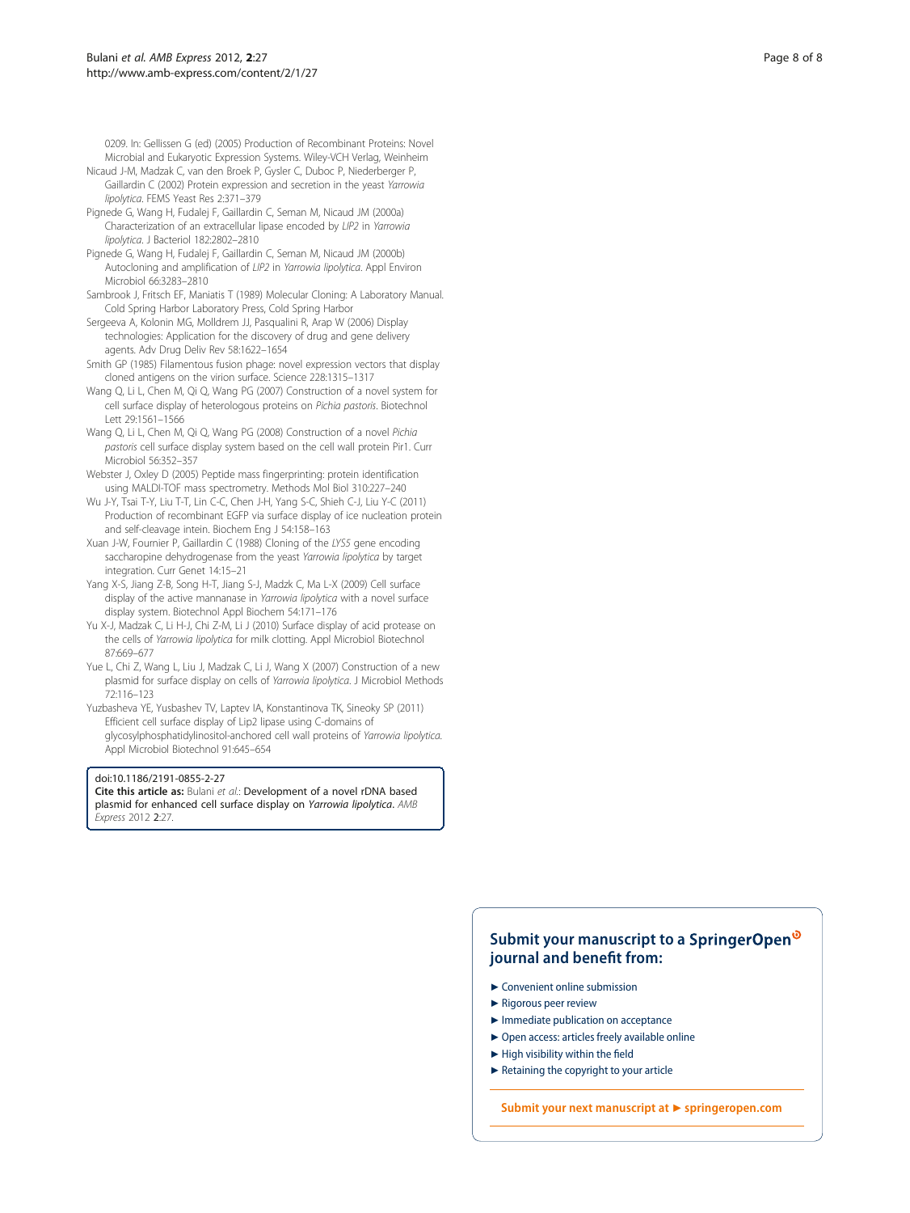0209. In: Gellissen G (ed) (2005) Production of Recombinant Proteins: Novel Microbial and Eukaryotic Expression Systems. Wiley-VCH Verlag, Weinheim

Nicaud J-M, Madzak C, van den Broek P, Gysler C, Duboc P, Niederberger P, Gaillardin C (2002) Protein expression and secretion in the yeast *Yarrowia lipolytica*. FEMS Yeast Res 2:371–379

Pignede G, Wang H, Fudalej F, Gaillardin C, Seman M, Nicaud JM (2000a) Characterization of an extracellular lipase encoded by *LIP2* in *Yarrowia lipolytica*. J Bacteriol 182:2802–2810

Pignede G, Wang H, Fudalej F, Gaillardin C, Seman M, Nicaud JM (2000b) Autocloning and amplification of *LIP2* in *Yarrowia lipolytica*. Appl Environ Microbiol 66:3283–2810

Sambrook J, Fritsch EF, Maniatis T (1989) Molecular Cloning: A Laboratory Manual. Cold Spring Harbor Laboratory Press, Cold Spring Harbor

Sergeeva A, Kolonin MG, Molldrem JJ, Pasqualini R, Arap W (2006) Display technologies: Application for the discovery of drug and gene delivery agents. Adv Drug Deliv Rev 58:1622–1654

Smith GP (1985) Filamentous fusion phage: novel expression vectors that display cloned antigens on the virion surface. Science 228:1315–1317

Wang Q, Li L, Chen M, Qi Q, Wang PG (2007) Construction of a novel system for cell surface display of heterologous proteins on *Pichia pastoris*. Biotechnol Lett 29:1561–1566

Wang Q, Li L, Chen M, Qi Q, Wang PG (2008) Construction of a novel *Pichia pastoris* cell surface display system based on the cell wall protein Pir1. Curr Microbiol 56:352–357

Webster J, Oxley D (2005) Peptide mass fingerprinting: protein identification using MALDI-TOF mass spectrometry. Methods Mol Biol 310:227–240

Wu J-Y, Tsai T-Y, Liu T-T, Lin C-C, Chen J-H, Yang S-C, Shieh C-J, Liu Y-C (2011) Production of recombinant EGFP via surface display of ice nucleation protein and self-cleavage intein. Biochem Eng J 54:158–163

Xuan J-W, Fournier P, Gaillardin C (1988) Cloning of the *LYS5* gene encoding saccharopine dehydrogenase from the yeast *Yarrowia lipolytica* by target integration. Curr Genet 14:15–21

Yang X-S, Jiang Z-B, Song H-T, Jiang S-J, Madzk C, Ma L-X (2009) Cell surface display of the active mannanase in *Yarrowia lipolytica* with a novel surface display system. Biotechnol Appl Biochem 54:171–176

Yu X-J, Madzak C, Li H-J, Chi Z-M, Li J (2010) Surface display of acid protease on the cells of *Yarrowia lipolytica* for milk clotting. Appl Microbiol Biotechnol 87:669–677

Yue L, Chi Z, Wang L, Liu J, Madzak C, Li J, Wang X (2007) Construction of a new plasmid for surface display on cells of *Yarrowia lipolytica*. J Microbiol Methods 72:116–123

Yuzbasheva YE, Yusbashev TV, Laptev IA, Konstantinova TK, Sineoky SP (2011) Efficient cell surface display of Lip2 lipase using C-domains of glycosylphosphatidylinositol-anchored cell wall proteins of *Yarrowia lipolytica*. Appl Microbiol Biotechnol 91:645–654

doi:10.1186/2191-0855-2-27

**Cite this article as:** Bulani *et al.*: Development of a novel rDNA based plasmid for enhanced cell surface display on *Yarrowia lipolytica*. *AMB Express* 2012 **2**:27.

**Submit your manuscript to a SpringerOpen journal and benefit from:**

- ► Convenient online submission
- ► Rigorous peer review
- ► Immediate publication on acceptance
- ► Open access: articles freely available online
- ► High visibility within the field
- ► Retaining the copyright to your article

**Submit your next manuscript at ► springeropen.com**